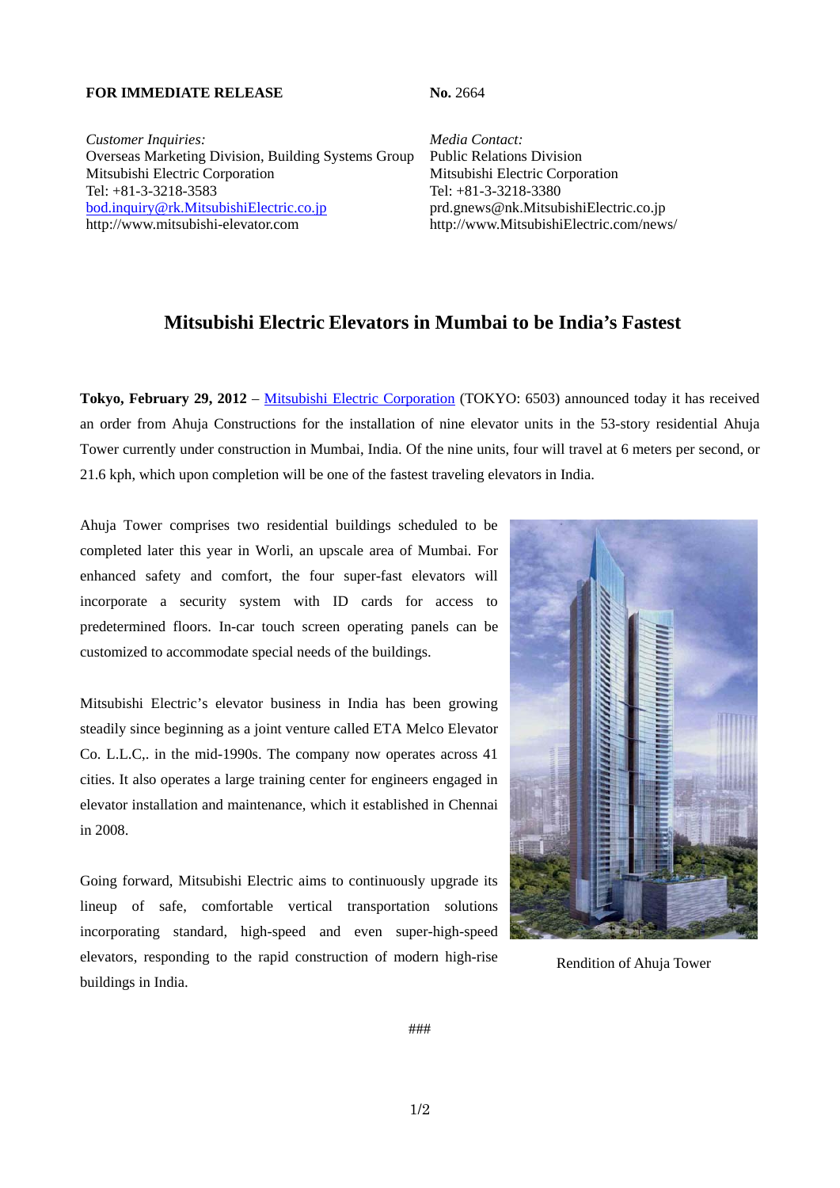**FOR IMMEDIATE RELEASE**

**No.** 2664

*Customer Inquiries:*
Overseas Marketing Division, Building Systems Group
Mitsubishi Electric Corporation
Tel: +81-3-3218-3583
bod.inquiry@rk.MitsubishiElectric.co.jp
http://www.mitsubishi-elevator.com

*Media Contact:*
Public Relations Division
Mitsubishi Electric Corporation
Tel: +81-3-3218-3380
prd.gnews@nk.MitsubishiElectric.co.jp
http://www.MitsubishiElectric.com/news/

# Mitsubishi Electric Elevators in Mumbai to be India's Fastest

**Tokyo, February 29, 2012** – Mitsubishi Electric Corporation (TOKYO: 6503) announced today it has received an order from Ahuja Constructions for the installation of nine elevator units in the 53-story residential Ahuja Tower currently under construction in Mumbai, India. Of the nine units, four will travel at 6 meters per second, or 21.6 kph, which upon completion will be one of the fastest traveling elevators in India.

Ahuja Tower comprises two residential buildings scheduled to be completed later this year in Worli, an upscale area of Mumbai. For enhanced safety and comfort, the four super-fast elevators will incorporate a security system with ID cards for access to predetermined floors. In-car touch screen operating panels can be customized to accommodate special needs of the buildings.

Mitsubishi Electric's elevator business in India has been growing steadily since beginning as a joint venture called ETA Melco Elevator Co. L.L.C,. in the mid-1990s. The company now operates across 41 cities. It also operates a large training center for engineers engaged in elevator installation and maintenance, which it established in Chennai in 2008.

Going forward, Mitsubishi Electric aims to continuously upgrade its lineup of safe, comfortable vertical transportation solutions incorporating standard, high-speed and even super-high-speed elevators, responding to the rapid construction of modern high-rise buildings in India.

Rendition of Ahuja Tower

###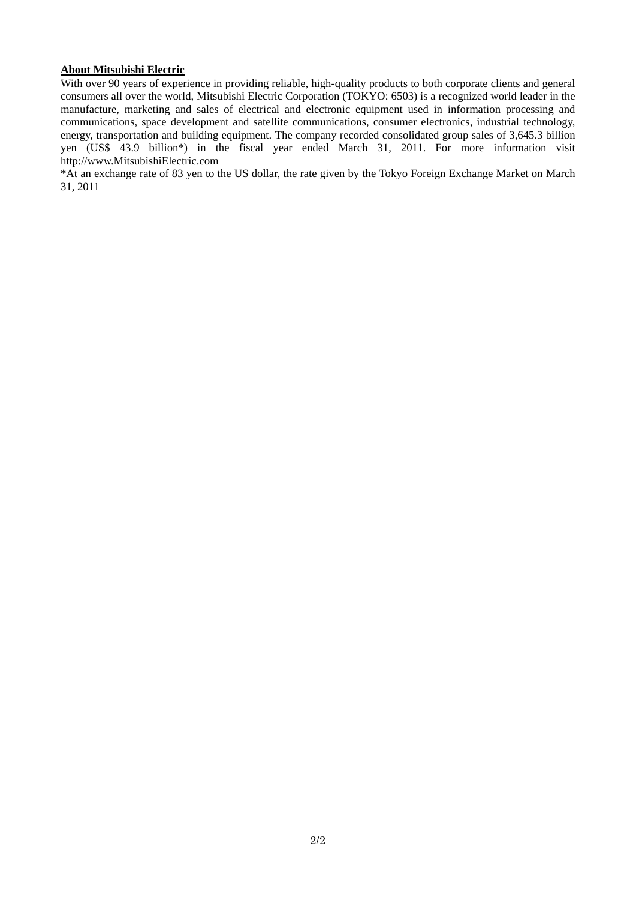**About Mitsubishi Electric**

With over 90 years of experience in providing reliable, high-quality products to both corporate clients and general consumers all over the world, Mitsubishi Electric Corporation (TOKYO: 6503) is a recognized world leader in the manufacture, marketing and sales of electrical and electronic equipment used in information processing and communications, space development and satellite communications, consumer electronics, industrial technology, energy, transportation and building equipment. The company recorded consolidated group sales of 3,645.3 billion yen (US$ 43.9 billion*) in the fiscal year ended March 31, 2011. For more information visit http://www.MitsubishiElectric.com

*At an exchange rate of 83 yen to the US dollar, the rate given by the Tokyo Foreign Exchange Market on March 31, 2011